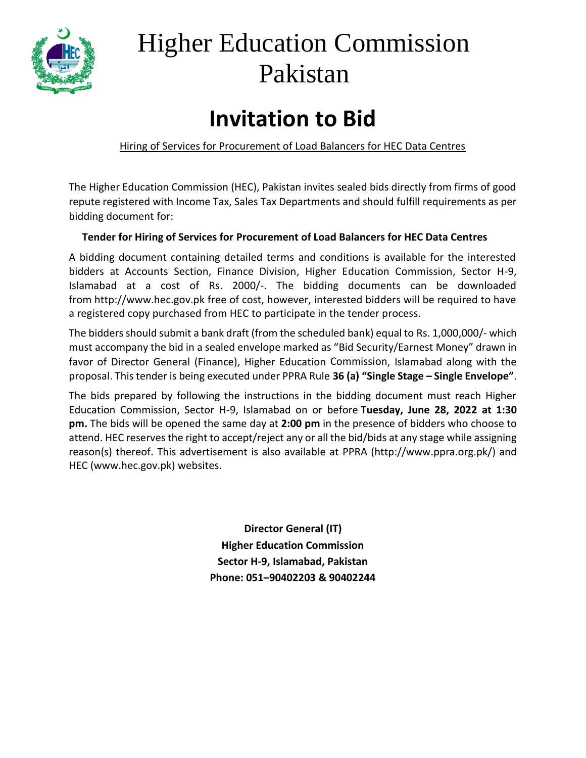# Higher Education Commission Pakistan

## Invitation to Bid

Hiring of Services for Procurement of Load Balancers for HEC Data Centres

The Higher Education Commission (HEC), Pakistan invites sealed bids directly from firms of good repute registered with Income Tax, Sales Tax Departments and should fulfill requirements as per bidding document for:

**Tender for Hiring of Services for Procurement of Load Balancers for HEC Data Centres**

A bidding document containing detailed terms and conditions is available for the interested bidders at Accounts Section, Finance Division, Higher Education Commission, Sector H-9, Islamabad at a cost of Rs. 2000/-. The bidding documents can be downloaded from http://www.hec.gov.pk free of cost, however, interested bidders will be required to have a registered copy purchased from HEC to participate in the tender process.

The bidders should submit a bank draft (from the scheduled bank) equal to Rs. 1,000,000/- which must accompany the bid in a sealed envelope marked as "Bid Security/Earnest Money" drawn in favor of Director General (Finance), Higher Education Commission, Islamabad along with the proposal. This tender is being executed under PPRA Rule **36 (a) "Single Stage – Single Envelope"**.

The bids prepared by following the instructions in the bidding document must reach Higher Education Commission, Sector H-9, Islamabad on or before **Tuesday, June 28, 2022 at 1:30 pm.** The bids will be opened the same day at **2:00 pm** in the presence of bidders who choose to attend. HEC reserves the right to accept/reject any or all the bid/bids at any stage while assigning reason(s) thereof. This advertisement is also available at PPRA (http://www.ppra.org.pk/) and HEC (www.hec.gov.pk) websites.

**Director General (IT)**
**Higher Education Commission**
**Sector H-9, Islamabad, Pakistan**
**Phone: 051–90402203 & 90402244**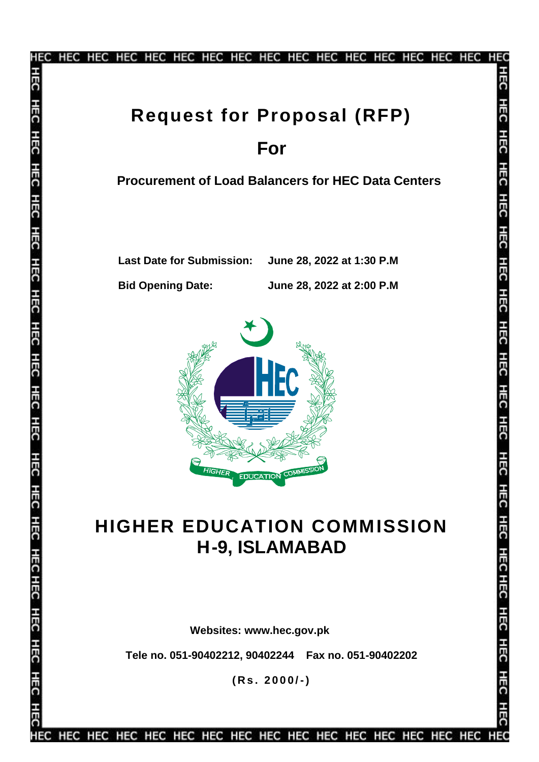# Request for Proposal (RFP)

## For

### Procurement of Load Balancers for HEC Data Centers

**Last Date for Submission:** **June 28, 2022 at 1:30 P.M**

**Bid Opening Date:** **June 28, 2022 at 2:00 P.M**

# HIGHER EDUCATION COMMISSION
# H-9, ISLAMABAD

**Websites: www.hec.gov.pk**

**Tele no. 051-90402212, 90402244 Fax no. 051-90402202**

**(Rs. 2000/-)**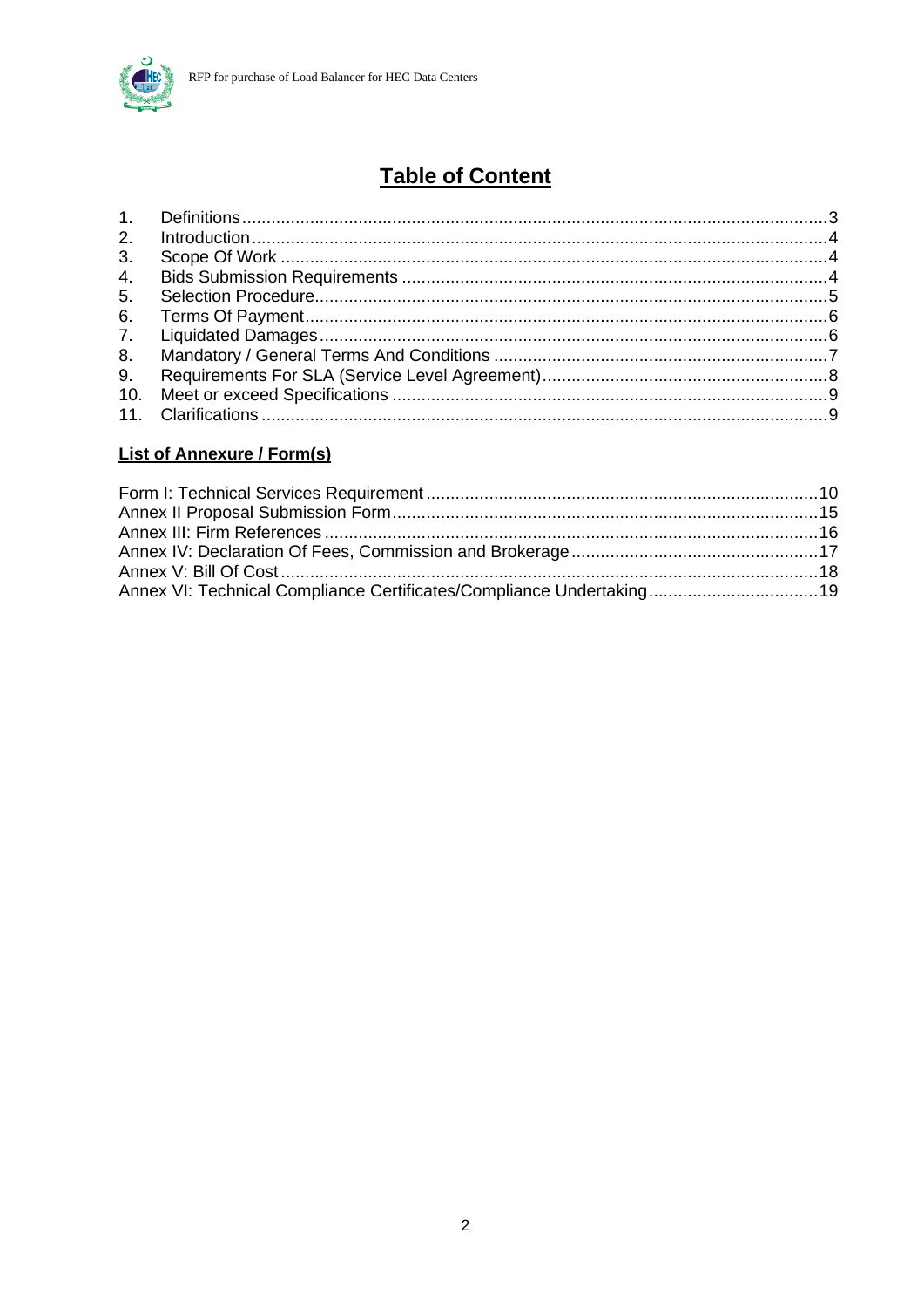# Table of Content

1. Definitions ........................................................................................................3
2. Introduction ......................................................................................................4
3. Scope Of Work ..................................................................................................4
4. Bids Submission Requirements .......................................................................4
5. Selection Procedure.........................................................................................5
6. Terms Of Payment............................................................................................6
7. Liquidated Damages.........................................................................................6
8. Mandatory / General Terms And Conditions .....................................................7
9. Requirements For SLA (Service Level Agreement)...........................................8
10. Meet or exceed Specifications ..........................................................................9
11. Clarifications .....................................................................................................9

## List of Annexure / Form(s)

Form I: Technical Services Requirement ................................................................10
Annex II Proposal Submission Form.......................................................................15
Annex III: Firm References .....................................................................................16
Annex IV: Declaration Of Fees, Commission and Brokerage ..................................17
Annex V: Bill Of Cost ...............................................................................................18
Annex VI: Technical Compliance Certificates/Compliance Undertaking..................19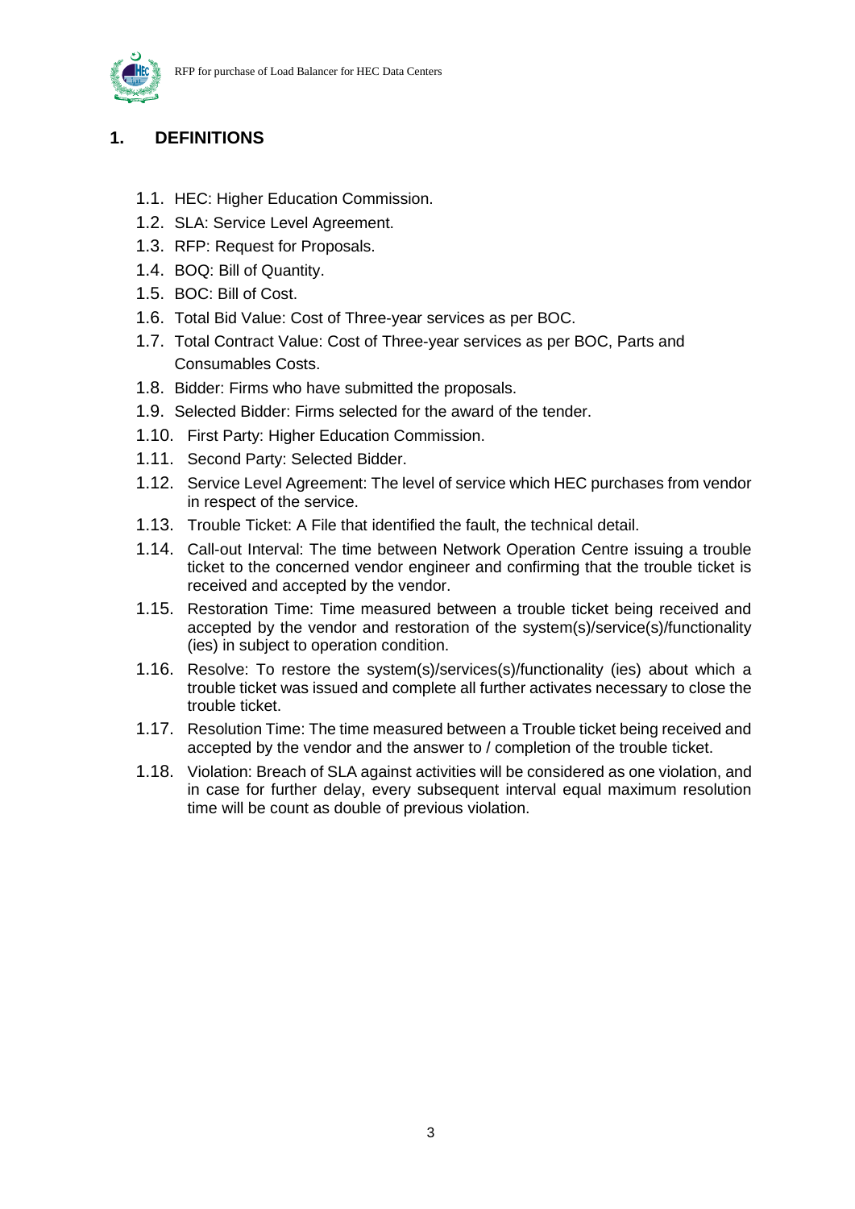# 1. DEFINITIONS

1.1. HEC: Higher Education Commission.

1.2. SLA: Service Level Agreement.

1.3. RFP: Request for Proposals.

1.4. BOQ: Bill of Quantity.

1.5. BOC: Bill of Cost.

1.6. Total Bid Value: Cost of Three-year services as per BOC.

1.7. Total Contract Value: Cost of Three-year services as per BOC, Parts and Consumables Costs.

1.8. Bidder: Firms who have submitted the proposals.

1.9. Selected Bidder: Firms selected for the award of the tender.

1.10. First Party: Higher Education Commission.

1.11. Second Party: Selected Bidder.

1.12. Service Level Agreement: The level of service which HEC purchases from vendor in respect of the service.

1.13. Trouble Ticket: A File that identified the fault, the technical detail.

1.14. Call-out Interval: The time between Network Operation Centre issuing a trouble ticket to the concerned vendor engineer and confirming that the trouble ticket is received and accepted by the vendor.

1.15. Restoration Time: Time measured between a trouble ticket being received and accepted by the vendor and restoration of the system(s)/service(s)/functionality (ies) in subject to operation condition.

1.16. Resolve: To restore the system(s)/services(s)/functionality (ies) about which a trouble ticket was issued and complete all further activates necessary to close the trouble ticket.

1.17. Resolution Time: The time measured between a Trouble ticket being received and accepted by the vendor and the answer to / completion of the trouble ticket.

1.18. Violation: Breach of SLA against activities will be considered as one violation, and in case for further delay, every subsequent interval equal maximum resolution time will be count as double of previous violation.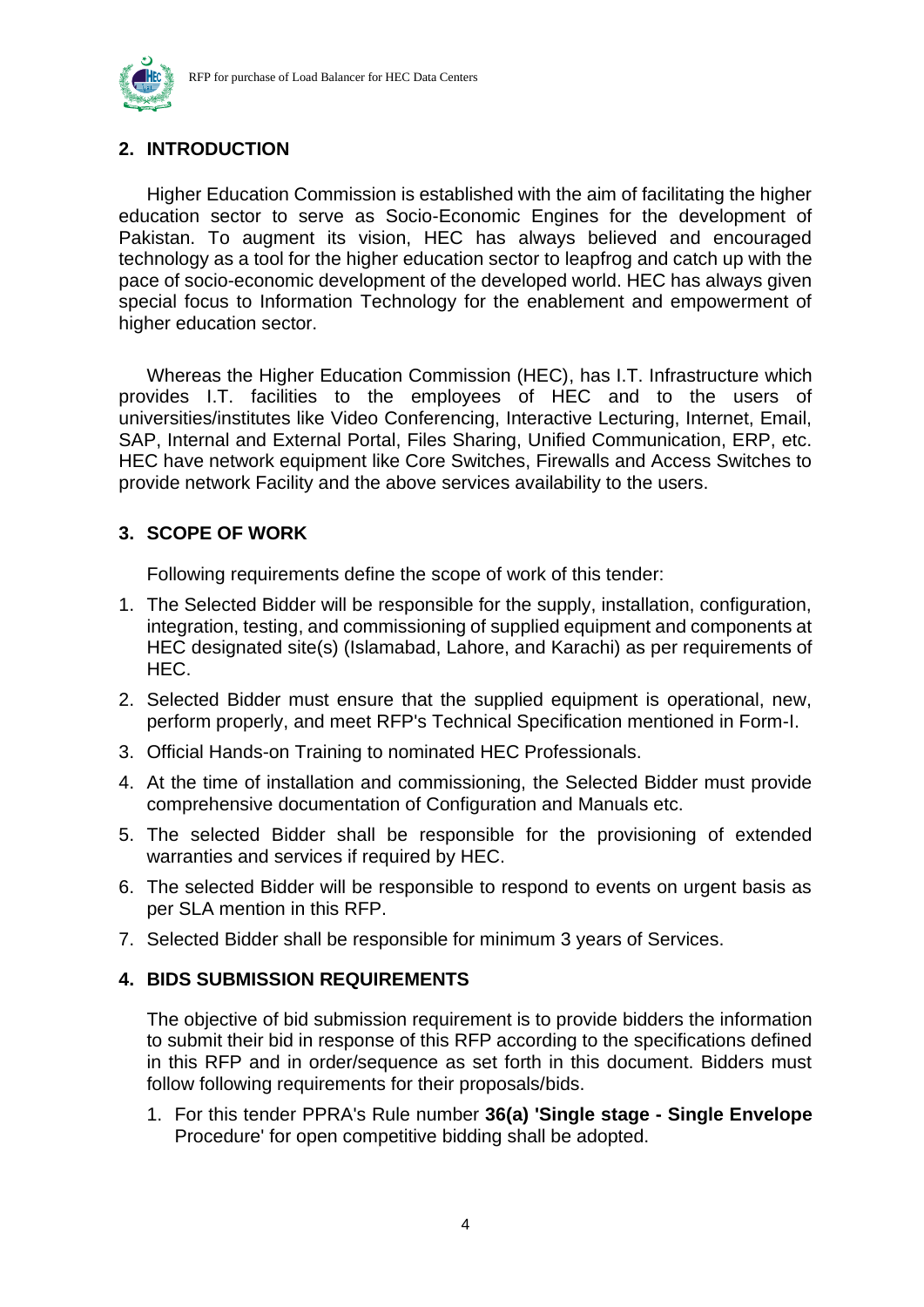## 2. INTRODUCTION

Higher Education Commission is established with the aim of facilitating the higher education sector to serve as Socio-Economic Engines for the development of Pakistan. To augment its vision, HEC has always believed and encouraged technology as a tool for the higher education sector to leapfrog and catch up with the pace of socio-economic development of the developed world. HEC has always given special focus to Information Technology for the enablement and empowerment of higher education sector.

Whereas the Higher Education Commission (HEC), has I.T. Infrastructure which provides I.T. facilities to the employees of HEC and to the users of universities/institutes like Video Conferencing, Interactive Lecturing, Internet, Email, SAP, Internal and External Portal, Files Sharing, Unified Communication, ERP, etc. HEC have network equipment like Core Switches, Firewalls and Access Switches to provide network Facility and the above services availability to the users.

## 3. SCOPE OF WORK

Following requirements define the scope of work of this tender:

1. The Selected Bidder will be responsible for the supply, installation, configuration, integration, testing, and commissioning of supplied equipment and components at HEC designated site(s) (Islamabad, Lahore, and Karachi) as per requirements of HEC.
2. Selected Bidder must ensure that the supplied equipment is operational, new, perform properly, and meet RFP's Technical Specification mentioned in Form-I.
3. Official Hands-on Training to nominated HEC Professionals.
4. At the time of installation and commissioning, the Selected Bidder must provide comprehensive documentation of Configuration and Manuals etc.
5. The selected Bidder shall be responsible for the provisioning of extended warranties and services if required by HEC.
6. The selected Bidder will be responsible to respond to events on urgent basis as per SLA mention in this RFP.
7. Selected Bidder shall be responsible for minimum 3 years of Services.

## 4. BIDS SUBMISSION REQUIREMENTS

The objective of bid submission requirement is to provide bidders the information to submit their bid in response of this RFP according to the specifications defined in this RFP and in order/sequence as set forth in this document. Bidders must follow following requirements for their proposals/bids.

1. For this tender PPRA's Rule number **36(a) 'Single stage - Single Envelope** Procedure' for open competitive bidding shall be adopted.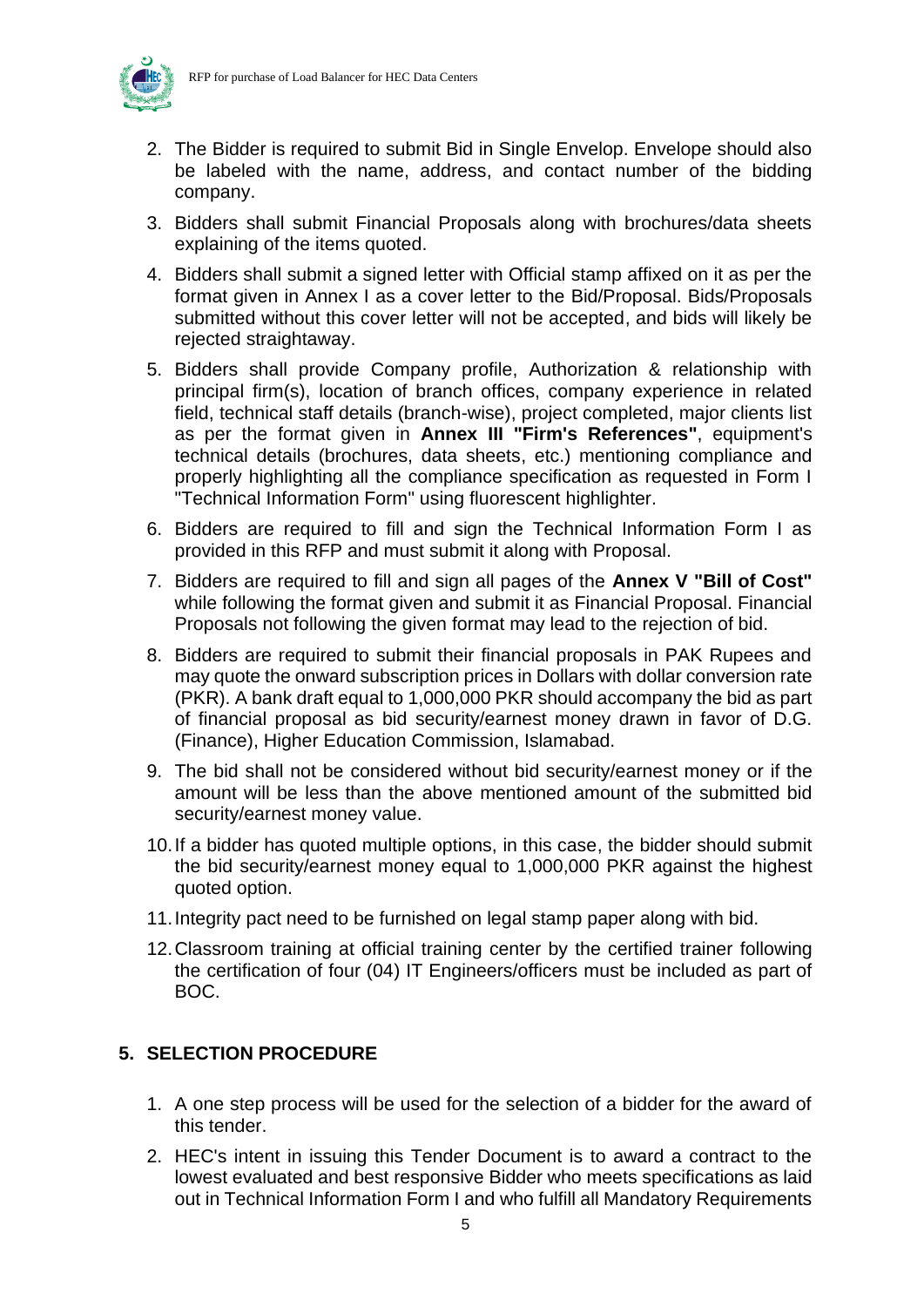2. The Bidder is required to submit Bid in Single Envelop. Envelope should also be labeled with the name, address, and contact number of the bidding company.
3. Bidders shall submit Financial Proposals along with brochures/data sheets explaining of the items quoted.
4. Bidders shall submit a signed letter with Official stamp affixed on it as per the format given in Annex I as a cover letter to the Bid/Proposal. Bids/Proposals submitted without this cover letter will not be accepted, and bids will likely be rejected straightaway.
5. Bidders shall provide Company profile, Authorization & relationship with principal firm(s), location of branch offices, company experience in related field, technical staff details (branch-wise), project completed, major clients list as per the format given in **Annex III "Firm's References"**, equipment's technical details (brochures, data sheets, etc.) mentioning compliance and properly highlighting all the compliance specification as requested in Form I "Technical Information Form" using fluorescent highlighter.
6. Bidders are required to fill and sign the Technical Information Form I as provided in this RFP and must submit it along with Proposal.
7. Bidders are required to fill and sign all pages of the **Annex V "Bill of Cost"** while following the format given and submit it as Financial Proposal. Financial Proposals not following the given format may lead to the rejection of bid.
8. Bidders are required to submit their financial proposals in PAK Rupees and may quote the onward subscription prices in Dollars with dollar conversion rate (PKR). A bank draft equal to 1,000,000 PKR should accompany the bid as part of financial proposal as bid security/earnest money drawn in favor of D.G. (Finance), Higher Education Commission, Islamabad.
9. The bid shall not be considered without bid security/earnest money or if the amount will be less than the above mentioned amount of the submitted bid security/earnest money value.
10. If a bidder has quoted multiple options, in this case, the bidder should submit the bid security/earnest money equal to 1,000,000 PKR against the highest quoted option.
11. Integrity pact need to be furnished on legal stamp paper along with bid.
12. Classroom training at official training center by the certified trainer following the certification of four (04) IT Engineers/officers must be included as part of BOC.

## 5. SELECTION PROCEDURE

1. A one step process will be used for the selection of a bidder for the award of this tender.
2. HEC's intent in issuing this Tender Document is to award a contract to the lowest evaluated and best responsive Bidder who meets specifications as laid out in Technical Information Form I and who fulfill all Mandatory Requirements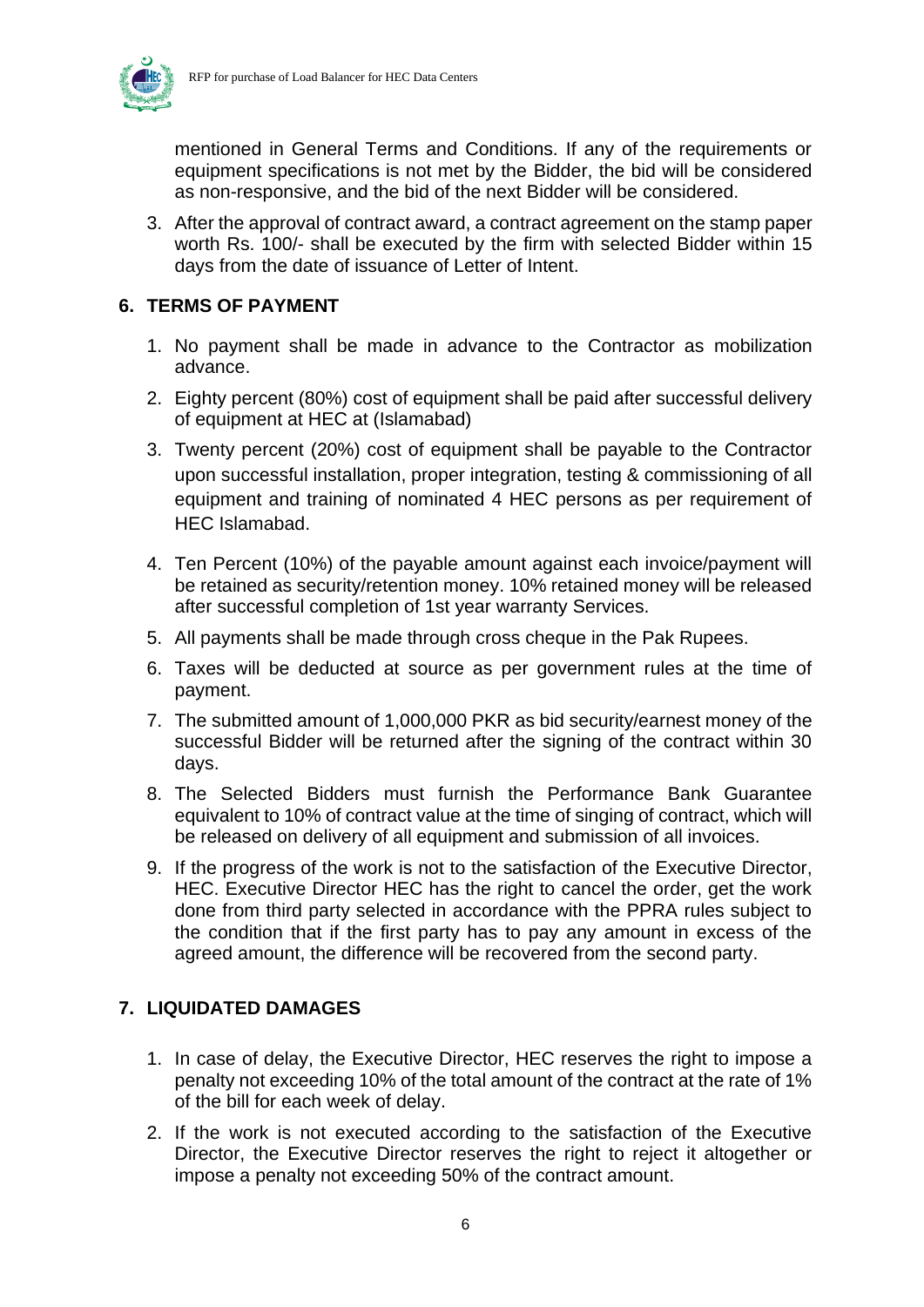mentioned in General Terms and Conditions. If any of the requirements or equipment specifications is not met by the Bidder, the bid will be considered as non-responsive, and the bid of the next Bidder will be considered.

3. After the approval of contract award, a contract agreement on the stamp paper worth Rs. 100/- shall be executed by the firm with selected Bidder within 15 days from the date of issuance of Letter of Intent.

## 6. TERMS OF PAYMENT

1. No payment shall be made in advance to the Contractor as mobilization advance.
2. Eighty percent (80%) cost of equipment shall be paid after successful delivery of equipment at HEC at (Islamabad)
3. Twenty percent (20%) cost of equipment shall be payable to the Contractor upon successful installation, proper integration, testing & commissioning of all equipment and training of nominated 4 HEC persons as per requirement of HEC Islamabad.
4. Ten Percent (10%) of the payable amount against each invoice/payment will be retained as security/retention money. 10% retained money will be released after successful completion of 1st year warranty Services.
5. All payments shall be made through cross cheque in the Pak Rupees.
6. Taxes will be deducted at source as per government rules at the time of payment.
7. The submitted amount of 1,000,000 PKR as bid security/earnest money of the successful Bidder will be returned after the signing of the contract within 30 days.
8. The Selected Bidders must furnish the Performance Bank Guarantee equivalent to 10% of contract value at the time of singing of contract, which will be released on delivery of all equipment and submission of all invoices.
9. If the progress of the work is not to the satisfaction of the Executive Director, HEC. Executive Director HEC has the right to cancel the order, get the work done from third party selected in accordance with the PPRA rules subject to the condition that if the first party has to pay any amount in excess of the agreed amount, the difference will be recovered from the second party.

## 7. LIQUIDATED DAMAGES

1. In case of delay, the Executive Director, HEC reserves the right to impose a penalty not exceeding 10% of the total amount of the contract at the rate of 1% of the bill for each week of delay.
2. If the work is not executed according to the satisfaction of the Executive Director, the Executive Director reserves the right to reject it altogether or impose a penalty not exceeding 50% of the contract amount.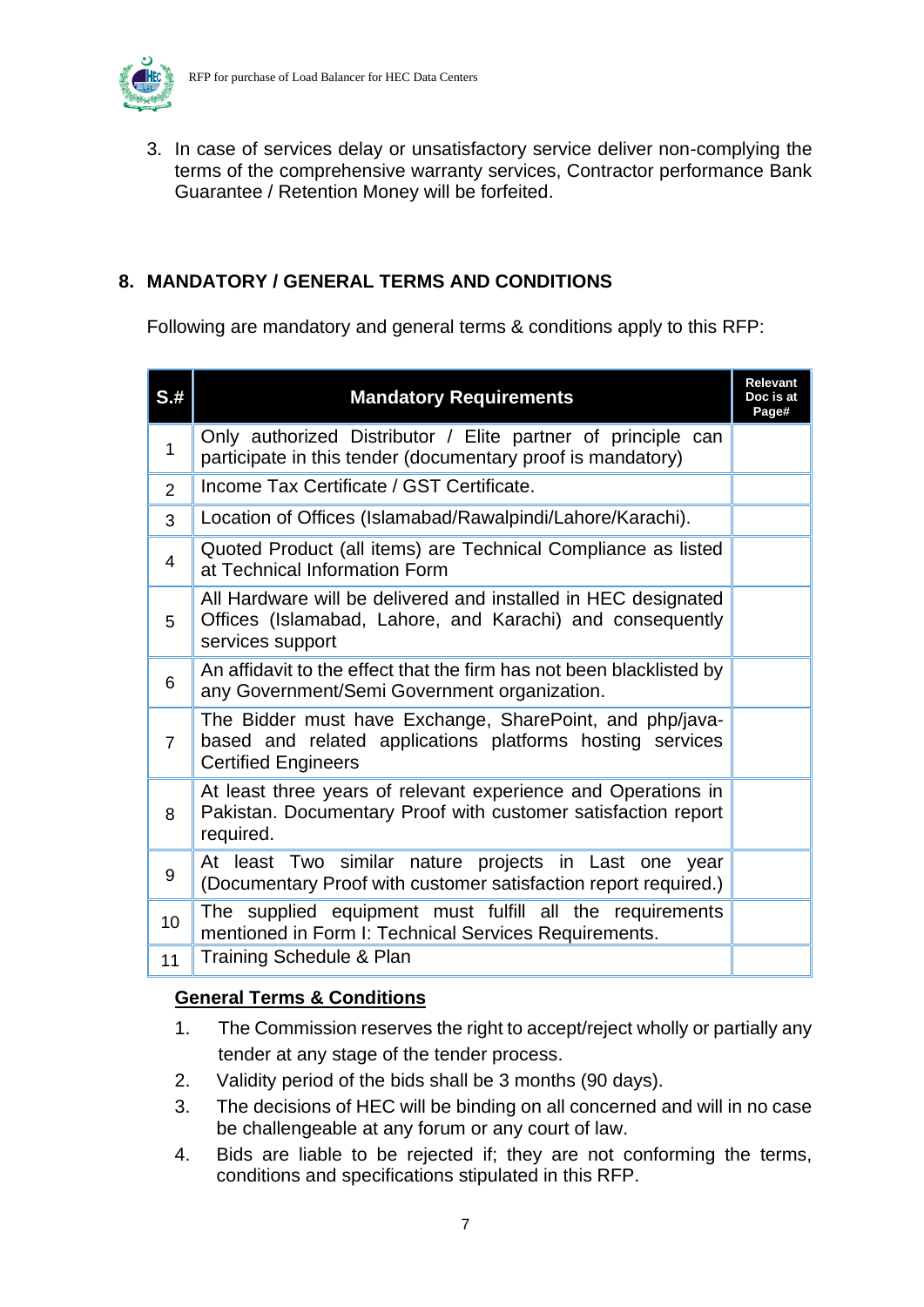3. In case of services delay or unsatisfactory service deliver non-complying the terms of the comprehensive warranty services, Contractor performance Bank Guarantee / Retention Money will be forfeited.

## 8. MANDATORY / GENERAL TERMS AND CONDITIONS

Following are mandatory and general terms & conditions apply to this RFP:

| S.# | Mandatory Requirements | Relevant Doc is at Page# |
|---|---|---|
| 1 | Only authorized Distributor / Elite partner of principle can participate in this tender (documentary proof is mandatory) | |
| 2 | Income Tax Certificate / GST Certificate. | |
| 3 | Location of Offices (Islamabad/Rawalpindi/Lahore/Karachi). | |
| 4 | Quoted Product (all items) are Technical Compliance as listed at Technical Information Form | |
| 5 | All Hardware will be delivered and installed in HEC designated Offices (Islamabad, Lahore, and Karachi) and consequently services support | |
| 6 | An affidavit to the effect that the firm has not been blacklisted by any Government/Semi Government organization. | |
| 7 | The Bidder must have Exchange, SharePoint, and php/java-based and related applications platforms hosting services Certified Engineers | |
| 8 | At least three years of relevant experience and Operations in Pakistan. Documentary Proof with customer satisfaction report required. | |
| 9 | At least Two similar nature projects in Last one year (Documentary Proof with customer satisfaction report required.) | |
| 10 | The supplied equipment must fulfill all the requirements mentioned in Form I: Technical Services Requirements. | |
| 11 | Training Schedule & Plan | |

**General Terms & Conditions**

1. The Commission reserves the right to accept/reject wholly or partially any tender at any stage of the tender process.
2. Validity period of the bids shall be 3 months (90 days).
3. The decisions of HEC will be binding on all concerned and will in no case be challengeable at any forum or any court of law.
4. Bids are liable to be rejected if; they are not conforming the terms, conditions and specifications stipulated in this RFP.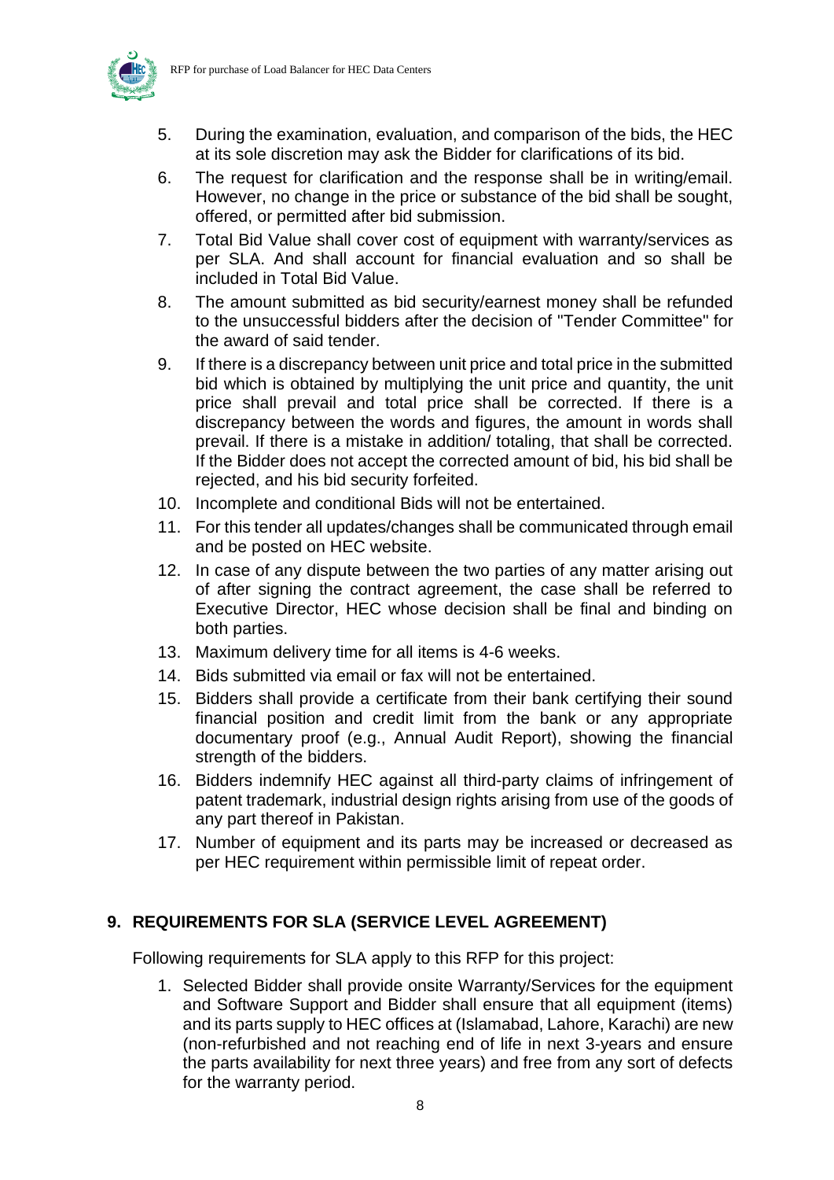5. During the examination, evaluation, and comparison of the bids, the HEC at its sole discretion may ask the Bidder for clarifications of its bid.
6. The request for clarification and the response shall be in writing/email. However, no change in the price or substance of the bid shall be sought, offered, or permitted after bid submission.
7. Total Bid Value shall cover cost of equipment with warranty/services as per SLA. And shall account for financial evaluation and so shall be included in Total Bid Value.
8. The amount submitted as bid security/earnest money shall be refunded to the unsuccessful bidders after the decision of "Tender Committee" for the award of said tender.
9. If there is a discrepancy between unit price and total price in the submitted bid which is obtained by multiplying the unit price and quantity, the unit price shall prevail and total price shall be corrected. If there is a discrepancy between the words and figures, the amount in words shall prevail. If there is a mistake in addition/ totaling, that shall be corrected. If the Bidder does not accept the corrected amount of bid, his bid shall be rejected, and his bid security forfeited.
10. Incomplete and conditional Bids will not be entertained.
11. For this tender all updates/changes shall be communicated through email and be posted on HEC website.
12. In case of any dispute between the two parties of any matter arising out of after signing the contract agreement, the case shall be referred to Executive Director, HEC whose decision shall be final and binding on both parties.
13. Maximum delivery time for all items is 4-6 weeks.
14. Bids submitted via email or fax will not be entertained.
15. Bidders shall provide a certificate from their bank certifying their sound financial position and credit limit from the bank or any appropriate documentary proof (e.g., Annual Audit Report), showing the financial strength of the bidders.
16. Bidders indemnify HEC against all third-party claims of infringement of patent trademark, industrial design rights arising from use of the goods of any part thereof in Pakistan.
17. Number of equipment and its parts may be increased or decreased as per HEC requirement within permissible limit of repeat order.

## 9. REQUIREMENTS FOR SLA (SERVICE LEVEL AGREEMENT)

Following requirements for SLA apply to this RFP for this project:

1. Selected Bidder shall provide onsite Warranty/Services for the equipment and Software Support and Bidder shall ensure that all equipment (items) and its parts supply to HEC offices at (Islamabad, Lahore, Karachi) are new (non-refurbished and not reaching end of life in next 3-years and ensure the parts availability for next three years) and free from any sort of defects for the warranty period.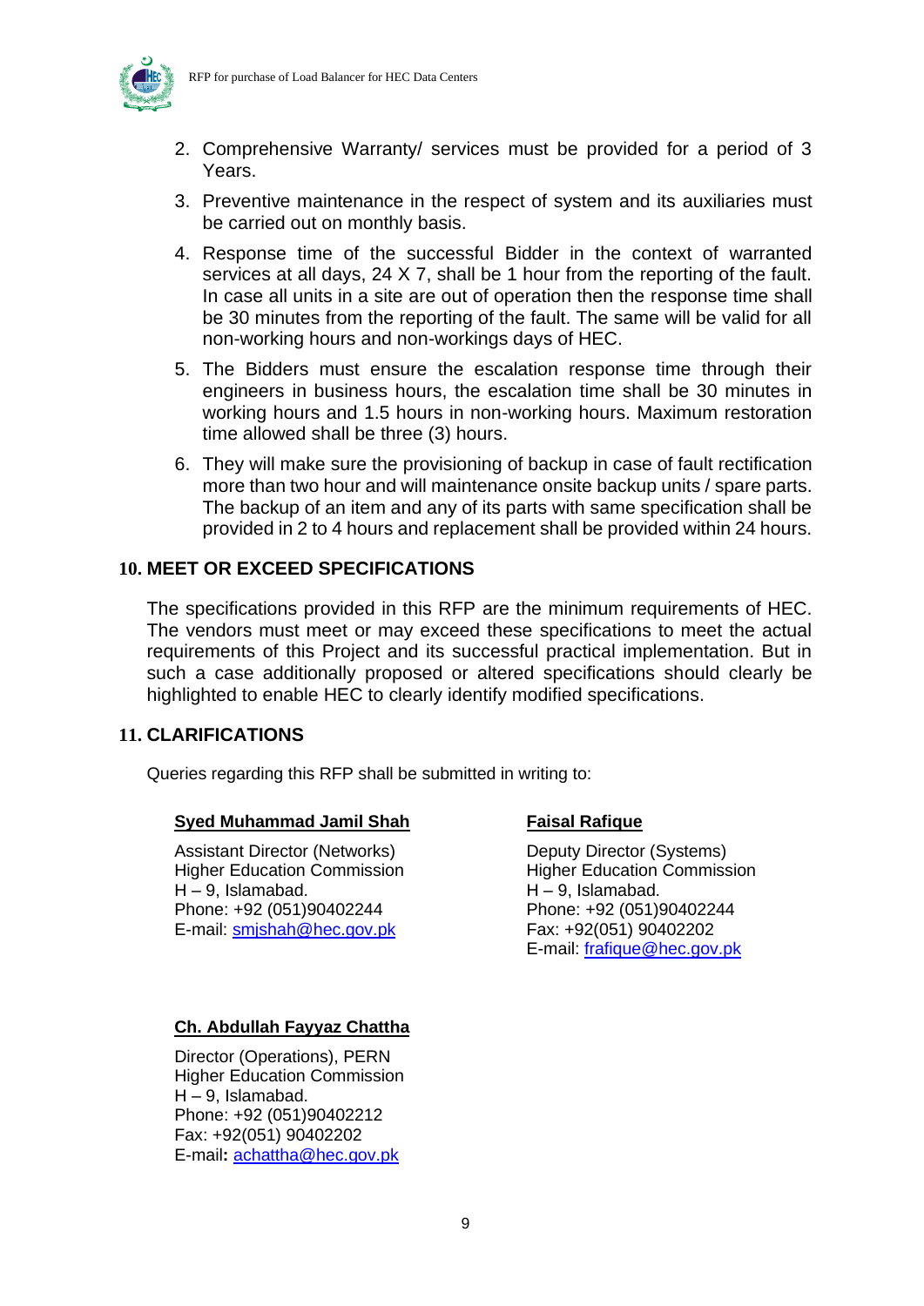2. Comprehensive Warranty/ services must be provided for a period of 3 Years.
3. Preventive maintenance in the respect of system and its auxiliaries must be carried out on monthly basis.
4. Response time of the successful Bidder in the context of warranted services at all days, 24 X 7, shall be 1 hour from the reporting of the fault. In case all units in a site are out of operation then the response time shall be 30 minutes from the reporting of the fault. The same will be valid for all non-working hours and non-workings days of HEC.
5. The Bidders must ensure the escalation response time through their engineers in business hours, the escalation time shall be 30 minutes in working hours and 1.5 hours in non-working hours. Maximum restoration time allowed shall be three (3) hours.
6. They will make sure the provisioning of backup in case of fault rectification more than two hour and will maintenance onsite backup units / spare parts. The backup of an item and any of its parts with same specification shall be provided in 2 to 4 hours and replacement shall be provided within 24 hours.

## 10. MEET OR EXCEED SPECIFICATIONS

The specifications provided in this RFP are the minimum requirements of HEC. The vendors must meet or may exceed these specifications to meet the actual requirements of this Project and its successful practical implementation. But in such a case additionally proposed or altered specifications should clearly be highlighted to enable HEC to clearly identify modified specifications.

## 11. CLARIFICATIONS

Queries regarding this RFP shall be submitted in writing to:

**Syed Muhammad Jamil Shah**

Assistant Director (Networks)
Higher Education Commission
H – 9, Islamabad.
Phone: +92 (051)90402244
E-mail: smjshah@hec.gov.pk

**Faisal Rafique**

Deputy Director (Systems)
Higher Education Commission
H – 9, Islamabad.
Phone: +92 (051)90402244
Fax: +92(051) 90402202
E-mail: frafique@hec.gov.pk

**Ch. Abdullah Fayyaz Chattha**

Director (Operations), PERN
Higher Education Commission
H – 9, Islamabad.
Phone: +92 (051)90402212
Fax: +92(051) 90402202
E-mail**:** achattha@hec.gov.pk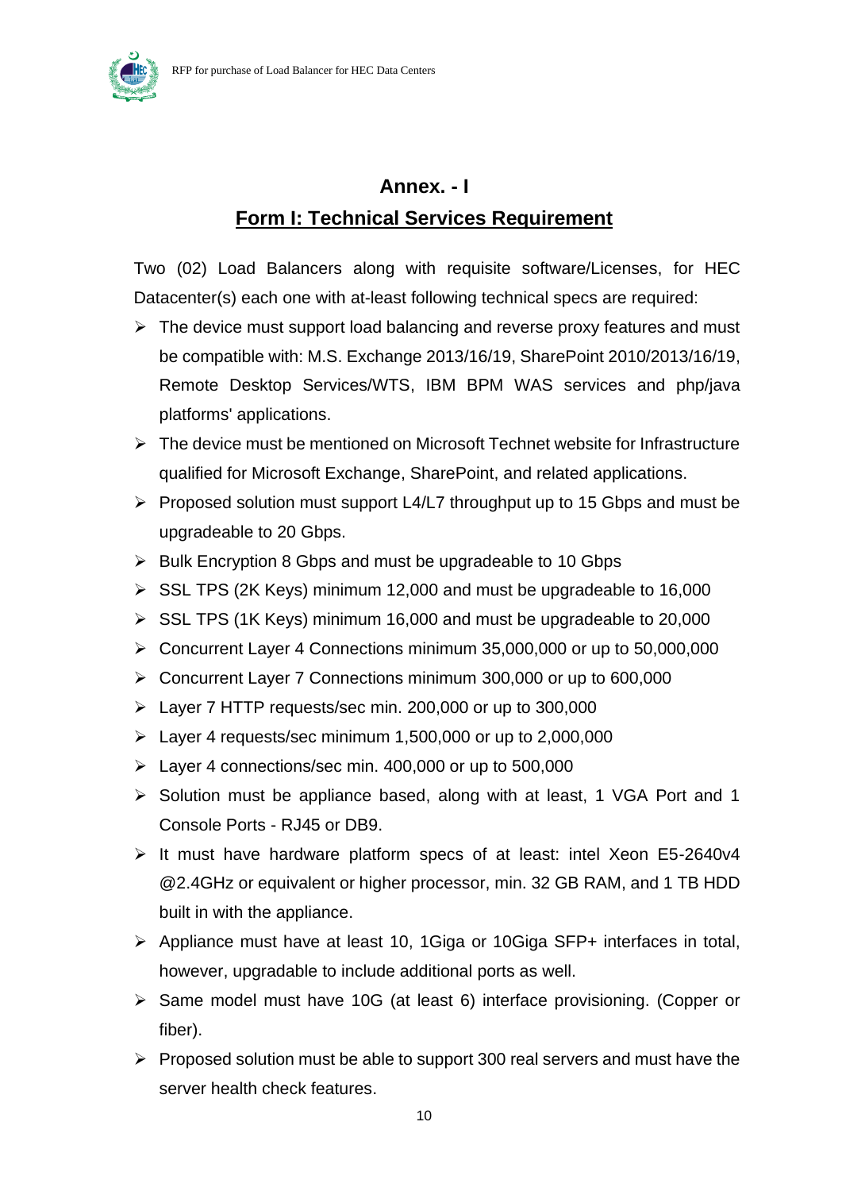## Annex. - I

## Form I: Technical Services Requirement

Two (02) Load Balancers along with requisite software/Licenses, for HEC Datacenter(s) each one with at-least following technical specs are required:

- The device must support load balancing and reverse proxy features and must be compatible with: M.S. Exchange 2013/16/19, SharePoint 2010/2013/16/19, Remote Desktop Services/WTS, IBM BPM WAS services and php/java platforms' applications.
- The device must be mentioned on Microsoft Technet website for Infrastructure qualified for Microsoft Exchange, SharePoint, and related applications.
- Proposed solution must support L4/L7 throughput up to 15 Gbps and must be upgradeable to 20 Gbps.
- Bulk Encryption 8 Gbps and must be upgradeable to 10 Gbps
- SSL TPS (2K Keys) minimum 12,000 and must be upgradeable to 16,000
- SSL TPS (1K Keys) minimum 16,000 and must be upgradeable to 20,000
- Concurrent Layer 4 Connections minimum 35,000,000 or up to 50,000,000
- Concurrent Layer 7 Connections minimum 300,000 or up to 600,000
- Layer 7 HTTP requests/sec min. 200,000 or up to 300,000
- Layer 4 requests/sec minimum 1,500,000 or up to 2,000,000
- Layer 4 connections/sec min. 400,000 or up to 500,000
- Solution must be appliance based, along with at least, 1 VGA Port and 1 Console Ports - RJ45 or DB9.
- It must have hardware platform specs of at least: intel Xeon E5-2640v4 @2.4GHz or equivalent or higher processor, min. 32 GB RAM, and 1 TB HDD built in with the appliance.
- Appliance must have at least 10, 1Giga or 10Giga SFP+ interfaces in total, however, upgradable to include additional ports as well.
- Same model must have 10G (at least 6) interface provisioning. (Copper or fiber).
- Proposed solution must be able to support 300 real servers and must have the server health check features.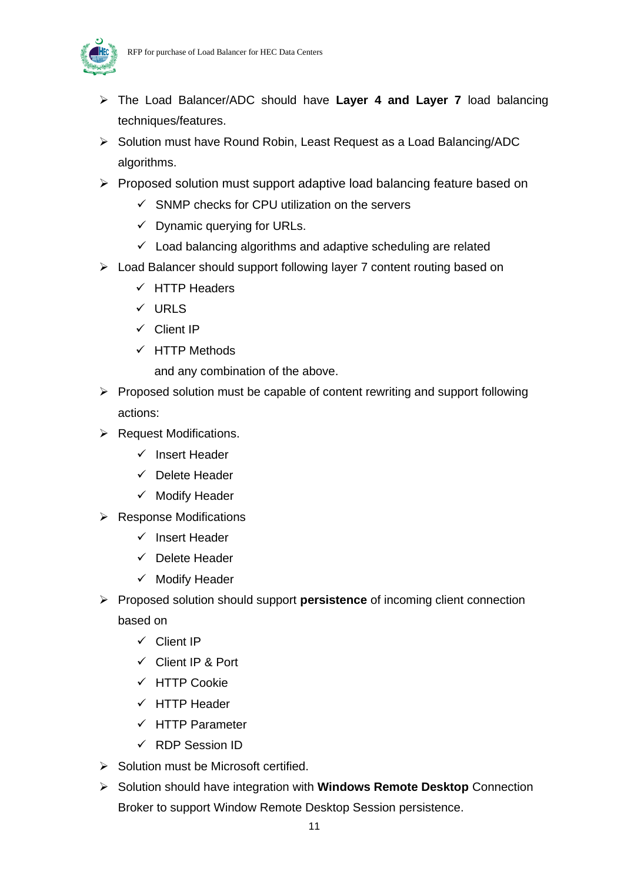- The Load Balancer/ADC should have **Layer 4 and Layer 7** load balancing techniques/features.
- Solution must have Round Robin, Least Request as a Load Balancing/ADC algorithms.
- Proposed solution must support adaptive load balancing feature based on
  - ✓ SNMP checks for CPU utilization on the servers
  - ✓ Dynamic querying for URLs.
  - ✓ Load balancing algorithms and adaptive scheduling are related
- Load Balancer should support following layer 7 content routing based on
  - ✓ HTTP Headers
  - ✓ URLS
  - ✓ Client IP
  - ✓ HTTP Methods

  and any combination of the above.
- Proposed solution must be capable of content rewriting and support following actions:
- Request Modifications.
  - ✓ Insert Header
  - ✓ Delete Header
  - ✓ Modify Header
- Response Modifications
  - ✓ Insert Header
  - ✓ Delete Header
  - ✓ Modify Header
- Proposed solution should support **persistence** of incoming client connection based on
  - ✓ Client IP
  - ✓ Client IP & Port
  - ✓ HTTP Cookie
  - ✓ HTTP Header
  - ✓ HTTP Parameter
  - ✓ RDP Session ID
- Solution must be Microsoft certified.
- Solution should have integration with **Windows Remote Desktop** Connection Broker to support Window Remote Desktop Session persistence.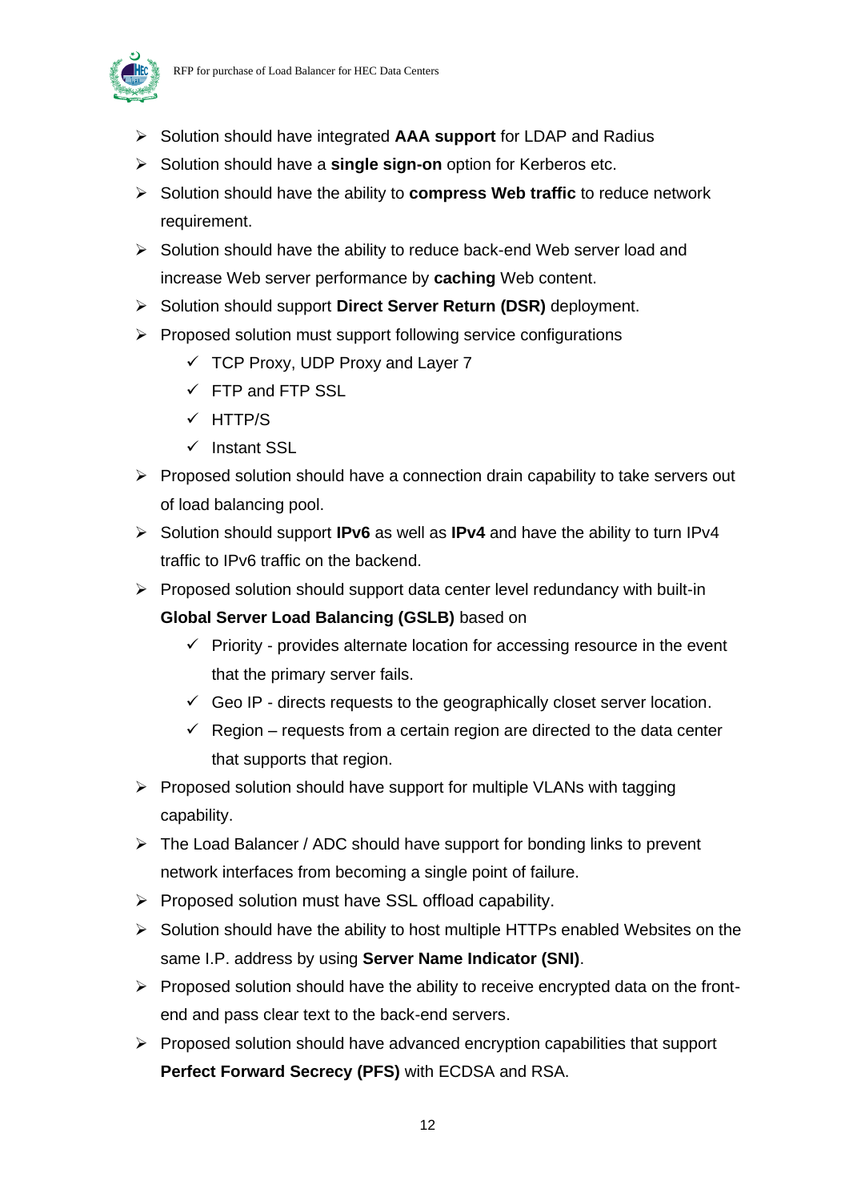- Solution should have integrated **AAA support** for LDAP and Radius
- Solution should have a **single sign-on** option for Kerberos etc.
- Solution should have the ability to **compress Web traffic** to reduce network requirement.
- Solution should have the ability to reduce back-end Web server load and increase Web server performance by **caching** Web content.
- Solution should support **Direct Server Return (DSR)** deployment.
- Proposed solution must support following service configurations
  - ✓ TCP Proxy, UDP Proxy and Layer 7
  - ✓ FTP and FTP SSL
  - ✓ HTTP/S
  - ✓ Instant SSL
- Proposed solution should have a connection drain capability to take servers out of load balancing pool.
- Solution should support **IPv6** as well as **IPv4** and have the ability to turn IPv4 traffic to IPv6 traffic on the backend.
- Proposed solution should support data center level redundancy with built-in **Global Server Load Balancing (GSLB)** based on
  - ✓ Priority - provides alternate location for accessing resource in the event that the primary server fails.
  - ✓ Geo IP - directs requests to the geographically closet server location.
  - ✓ Region – requests from a certain region are directed to the data center that supports that region.
- Proposed solution should have support for multiple VLANs with tagging capability.
- The Load Balancer / ADC should have support for bonding links to prevent network interfaces from becoming a single point of failure.
- Proposed solution must have SSL offload capability.
- Solution should have the ability to host multiple HTTPs enabled Websites on the same I.P. address by using **Server Name Indicator (SNI)**.
- Proposed solution should have the ability to receive encrypted data on the front-end and pass clear text to the back-end servers.
- Proposed solution should have advanced encryption capabilities that support **Perfect Forward Secrecy (PFS)** with ECDSA and RSA.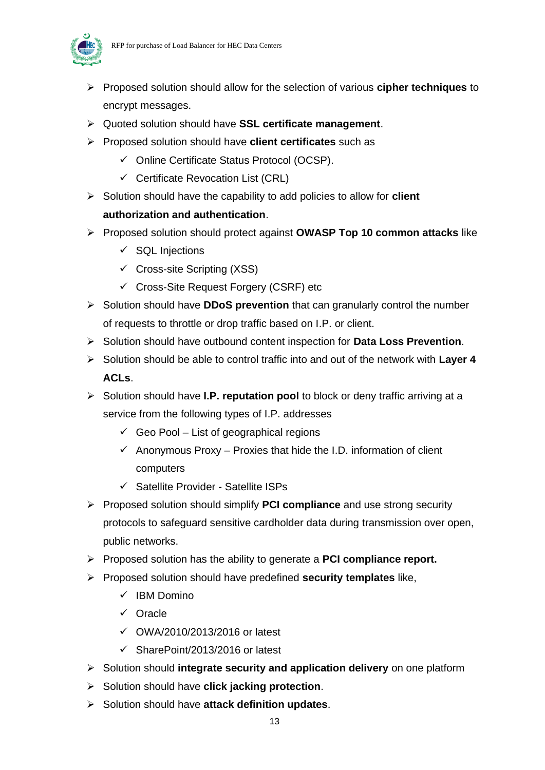- Proposed solution should allow for the selection of various **cipher techniques** to encrypt messages.
- Quoted solution should have **SSL certificate management**.
- Proposed solution should have **client certificates** such as
  - ✓ Online Certificate Status Protocol (OCSP).
  - ✓ Certificate Revocation List (CRL)
- Solution should have the capability to add policies to allow for **client authorization and authentication**.
- Proposed solution should protect against **OWASP Top 10 common attacks** like
  - ✓ SQL Injections
  - ✓ Cross-site Scripting (XSS)
  - ✓ Cross-Site Request Forgery (CSRF) etc
- Solution should have **DDoS prevention** that can granularly control the number of requests to throttle or drop traffic based on I.P. or client.
- Solution should have outbound content inspection for **Data Loss Prevention**.
- Solution should be able to control traffic into and out of the network with **Layer 4 ACLs**.
- Solution should have **I.P. reputation pool** to block or deny traffic arriving at a service from the following types of I.P. addresses
  - ✓ Geo Pool – List of geographical regions
  - ✓ Anonymous Proxy – Proxies that hide the I.D. information of client computers
  - ✓ Satellite Provider - Satellite ISPs
- Proposed solution should simplify **PCI compliance** and use strong security protocols to safeguard sensitive cardholder data during transmission over open, public networks.
- Proposed solution has the ability to generate a **PCI compliance report.**
- Proposed solution should have predefined **security templates** like,
  - ✓ IBM Domino
  - ✓ Oracle
  - ✓ OWA/2010/2013/2016 or latest
  - ✓ SharePoint/2013/2016 or latest
- Solution should **integrate security and application delivery** on one platform
- Solution should have **click jacking protection**.
- Solution should have **attack definition updates**.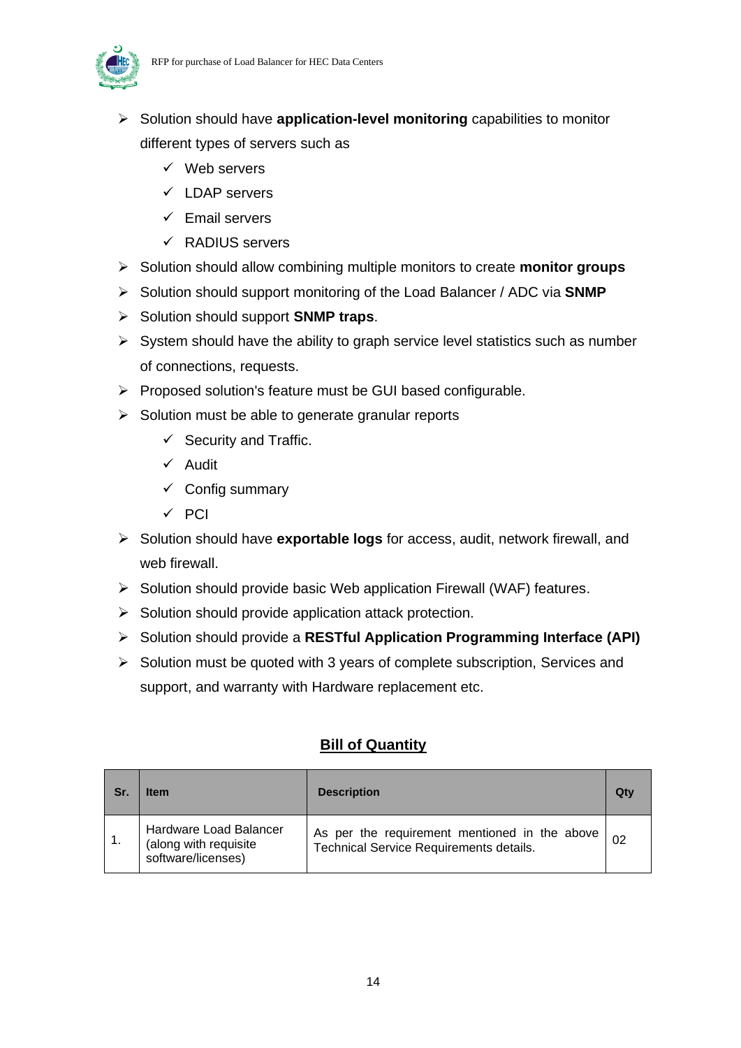- Solution should have **application-level monitoring** capabilities to monitor different types of servers such as
  - Web servers
  - LDAP servers
  - Email servers
  - RADIUS servers
- Solution should allow combining multiple monitors to create **monitor groups**
- Solution should support monitoring of the Load Balancer / ADC via **SNMP**
- Solution should support **SNMP traps**.
- System should have the ability to graph service level statistics such as number of connections, requests.
- Proposed solution's feature must be GUI based configurable.
- Solution must be able to generate granular reports
  - Security and Traffic.
  - Audit
  - Config summary
  - PCI
- Solution should have **exportable logs** for access, audit, network firewall, and web firewall.
- Solution should provide basic Web application Firewall (WAF) features.
- Solution should provide application attack protection.
- Solution should provide a **RESTful Application Programming Interface (API)**
- Solution must be quoted with 3 years of complete subscription, Services and support, and warranty with Hardware replacement etc.

## Bill of Quantity

| Sr. | Item | Description | Qty |
|---|---|---|---|
| 1. | Hardware Load Balancer (along with requisite software/licenses) | As per the requirement mentioned in the above Technical Service Requirements details. | 02 |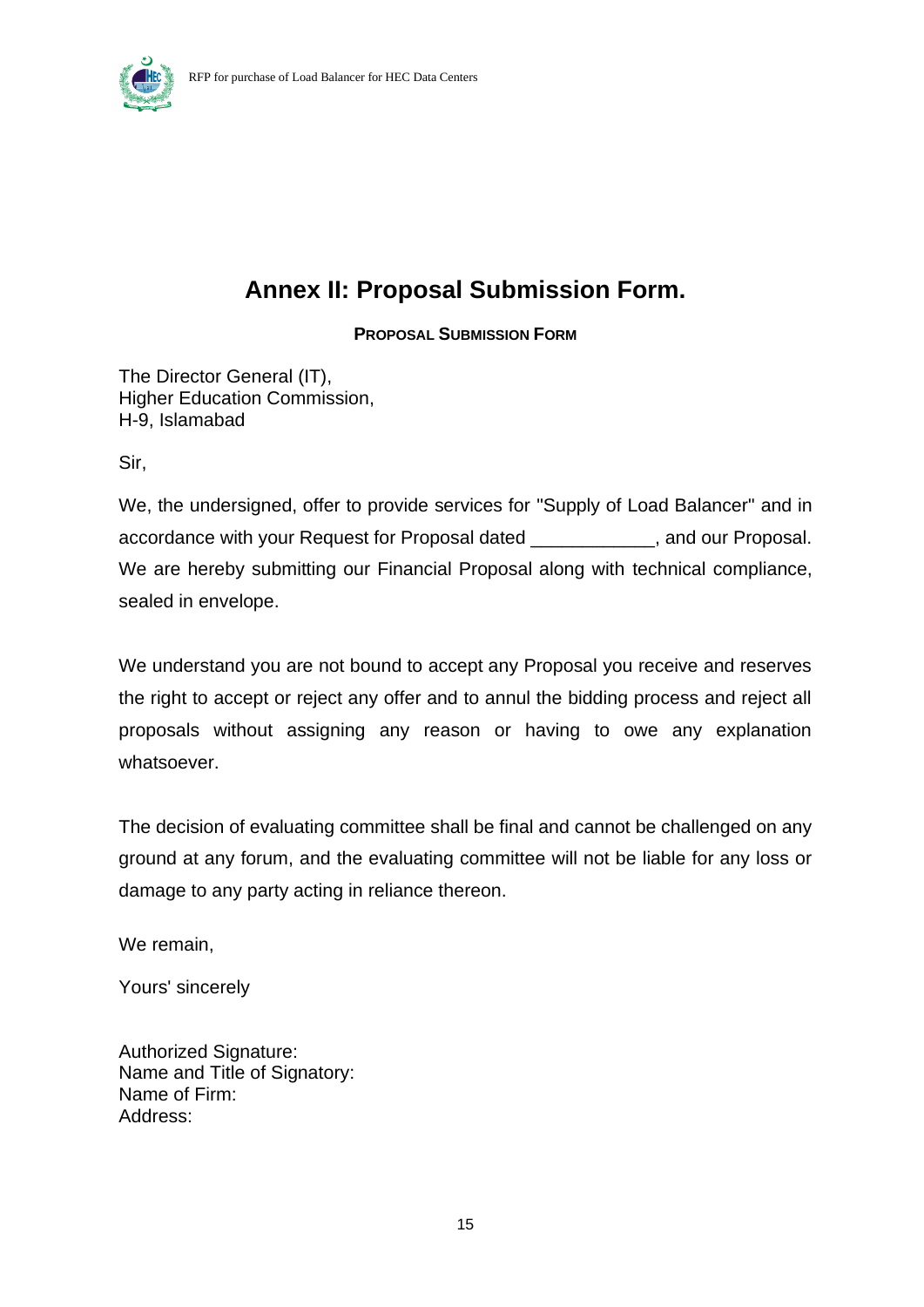# Annex II: Proposal Submission Form.

**PROPOSAL SUBMISSION FORM**

The Director General (IT),
Higher Education Commission,
H-9, Islamabad

Sir,

We, the undersigned, offer to provide services for "Supply of Load Balancer" and in accordance with your Request for Proposal dated ____________, and our Proposal. We are hereby submitting our Financial Proposal along with technical compliance, sealed in envelope.

We understand you are not bound to accept any Proposal you receive and reserves the right to accept or reject any offer and to annul the bidding process and reject all proposals without assigning any reason or having to owe any explanation whatsoever.

The decision of evaluating committee shall be final and cannot be challenged on any ground at any forum, and the evaluating committee will not be liable for any loss or damage to any party acting in reliance thereon.

We remain,

Yours' sincerely

Authorized Signature:
Name and Title of Signatory:
Name of Firm:
Address: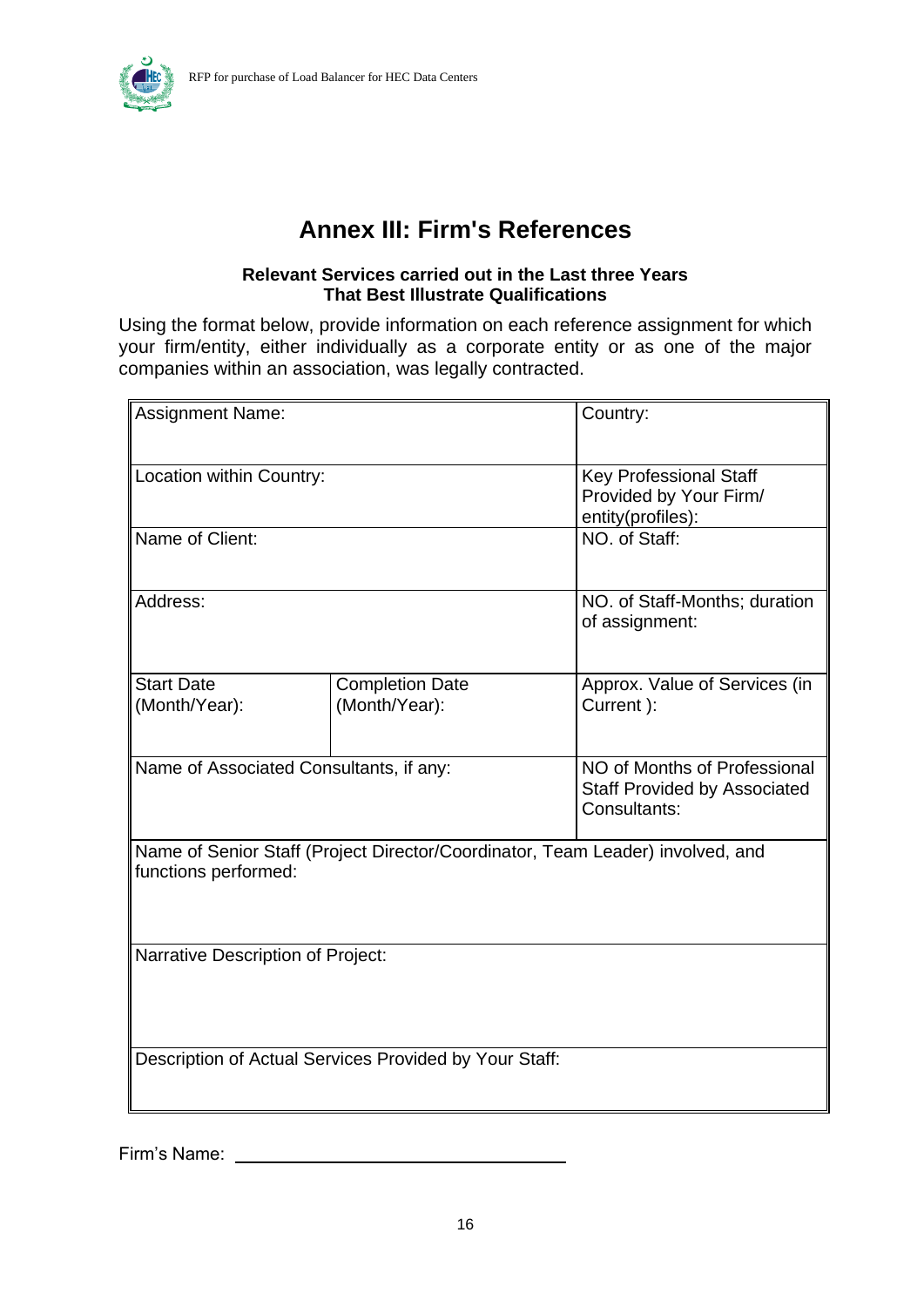# Annex III: Firm's References

**Relevant Services carried out in the Last three Years**
**That Best Illustrate Qualifications**

Using the format below, provide information on each reference assignment for which your firm/entity, either individually as a corporate entity or as one of the major companies within an association, was legally contracted.

| Assignment Name: | | Country: |
|---|---|---|
| Location within Country: | | Key Professional Staff Provided by Your Firm/ entity(profiles): |
| Name of Client: | | NO. of Staff: |
| Address: | | NO. of Staff-Months; duration of assignment: |
| Start Date (Month/Year): | Completion Date (Month/Year): | Approx. Value of Services (in Current ): |
| Name of Associated Consultants, if any: | | NO of Months of Professional Staff Provided by Associated Consultants: |
| Name of Senior Staff (Project Director/Coordinator, Team Leader) involved, and functions performed: | | |
| Narrative Description of Project: | | |
| Description of Actual Services Provided by Your Staff: | | |

Firm's Name: ______________________________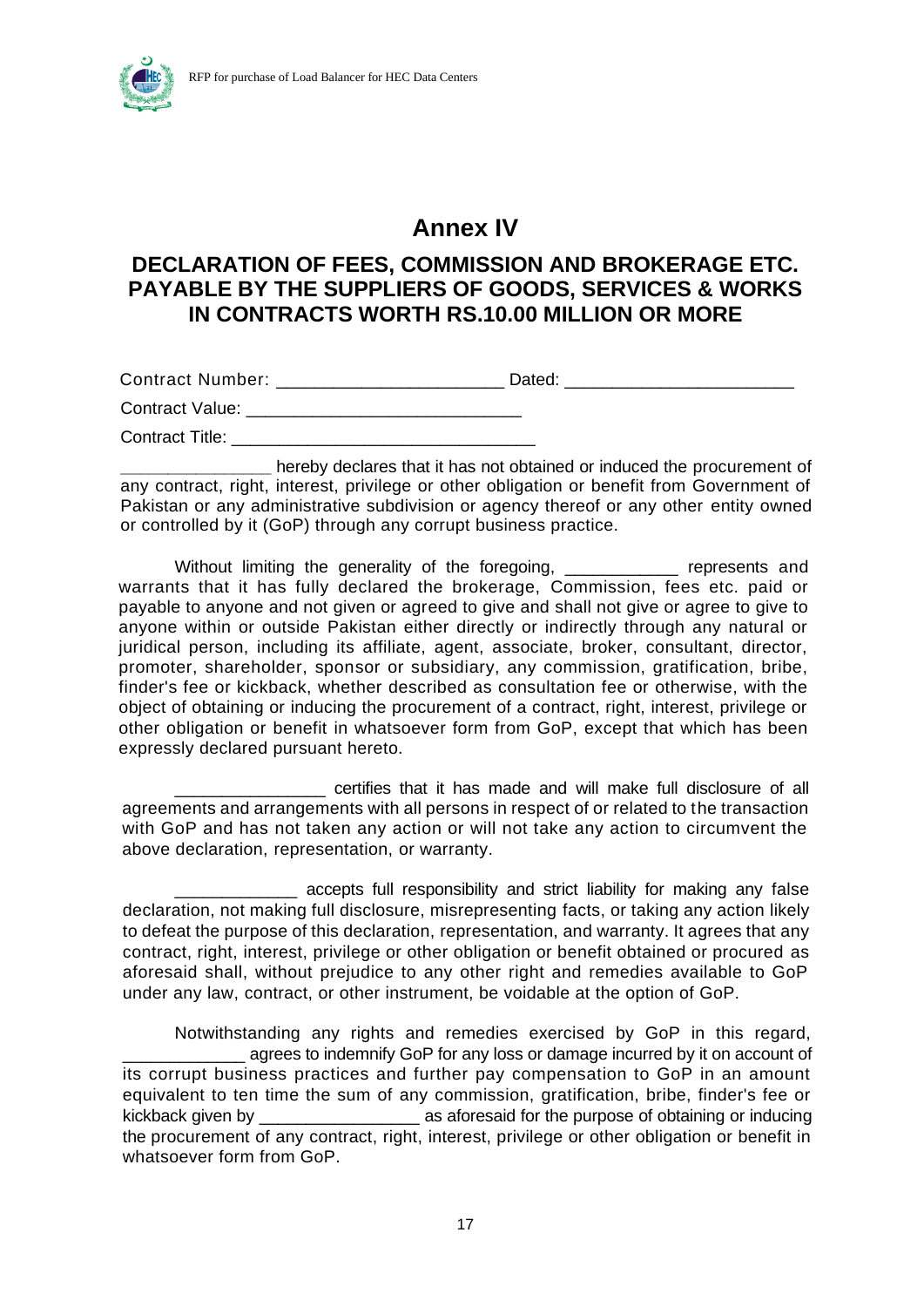# Annex IV

## DECLARATION OF FEES, COMMISSION AND BROKERAGE ETC. PAYABLE BY THE SUPPLIERS OF GOODS, SERVICES & WORKS IN CONTRACTS WORTH RS.10.00 MILLION OR MORE

Contract Number: ______________________ Dated: _______________________

Contract Value: ____________________________

Contract Title: _______________________________

_______________ hereby declares that it has not obtained or induced the procurement of any contract, right, interest, privilege or other obligation or benefit from Government of Pakistan or any administrative subdivision or agency thereof or any other entity owned or controlled by it (GoP) through any corrupt business practice.

Without limiting the generality of the foregoing, ____________ represents and warrants that it has fully declared the brokerage, Commission, fees etc. paid or payable to anyone and not given or agreed to give and shall not give or agree to give to anyone within or outside Pakistan either directly or indirectly through any natural or juridical person, including its affiliate, agent, associate, broker, consultant, director, promoter, shareholder, sponsor or subsidiary, any commission, gratification, bribe, finder's fee or kickback, whether described as consultation fee or otherwise, with the object of obtaining or inducing the procurement of a contract, right, interest, privilege or other obligation or benefit in whatsoever form from GoP, except that which has been expressly declared pursuant hereto.

________________ certifies that it has made and will make full disclosure of all agreements and arrangements with all persons in respect of or related to the transaction with GoP and has not taken any action or will not take any action to circumvent the above declaration, representation, or warranty.

_____________ accepts full responsibility and strict liability for making any false declaration, not making full disclosure, misrepresenting facts, or taking any action likely to defeat the purpose of this declaration, representation, and warranty. It agrees that any contract, right, interest, privilege or other obligation or benefit obtained or procured as aforesaid shall, without prejudice to any other right and remedies available to GoP under any law, contract, or other instrument, be voidable at the option of GoP.

Notwithstanding any rights and remedies exercised by GoP in this regard, _____________ agrees to indemnify GoP for any loss or damage incurred by it on account of its corrupt business practices and further pay compensation to GoP in an amount equivalent to ten time the sum of any commission, gratification, bribe, finder's fee or kickback given by _________________ as aforesaid for the purpose of obtaining or inducing the procurement of any contract, right, interest, privilege or other obligation or benefit in whatsoever form from GoP.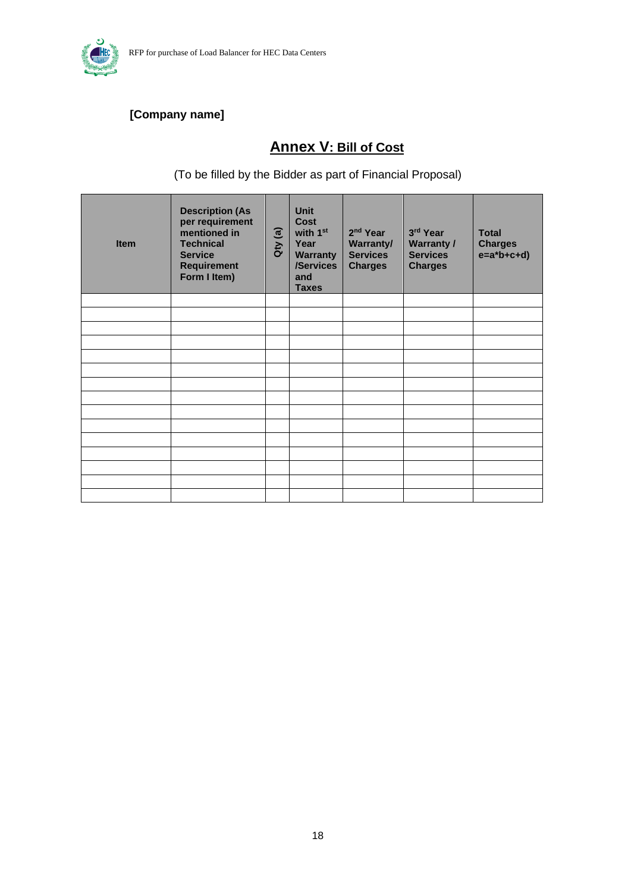**[Company name]**

# Annex V: Bill of Cost

(To be filled by the Bidder as part of Financial Proposal)

| Item | Description (As per requirement mentioned in Technical Service Requirement Form I Item) | Qty (a) | Unit Cost with 1st Year Warranty /Services and Taxes | 2nd Year Warranty/ Services Charges | 3rd Year Warranty / Services Charges | Total Charges e=a*b+c+d) |
|---|---|---|---|---|---|---|
| | | | | | | |
| | | | | | | |
| | | | | | | |
| | | | | | | |
| | | | | | | |
| | | | | | | |
| | | | | | | |
| | | | | | | |
| | | | | | | |
| | | | | | | |
| | | | | | | |
| | | | | | | |
| | | | | | | |
| | | | | | | |
| | | | | | | |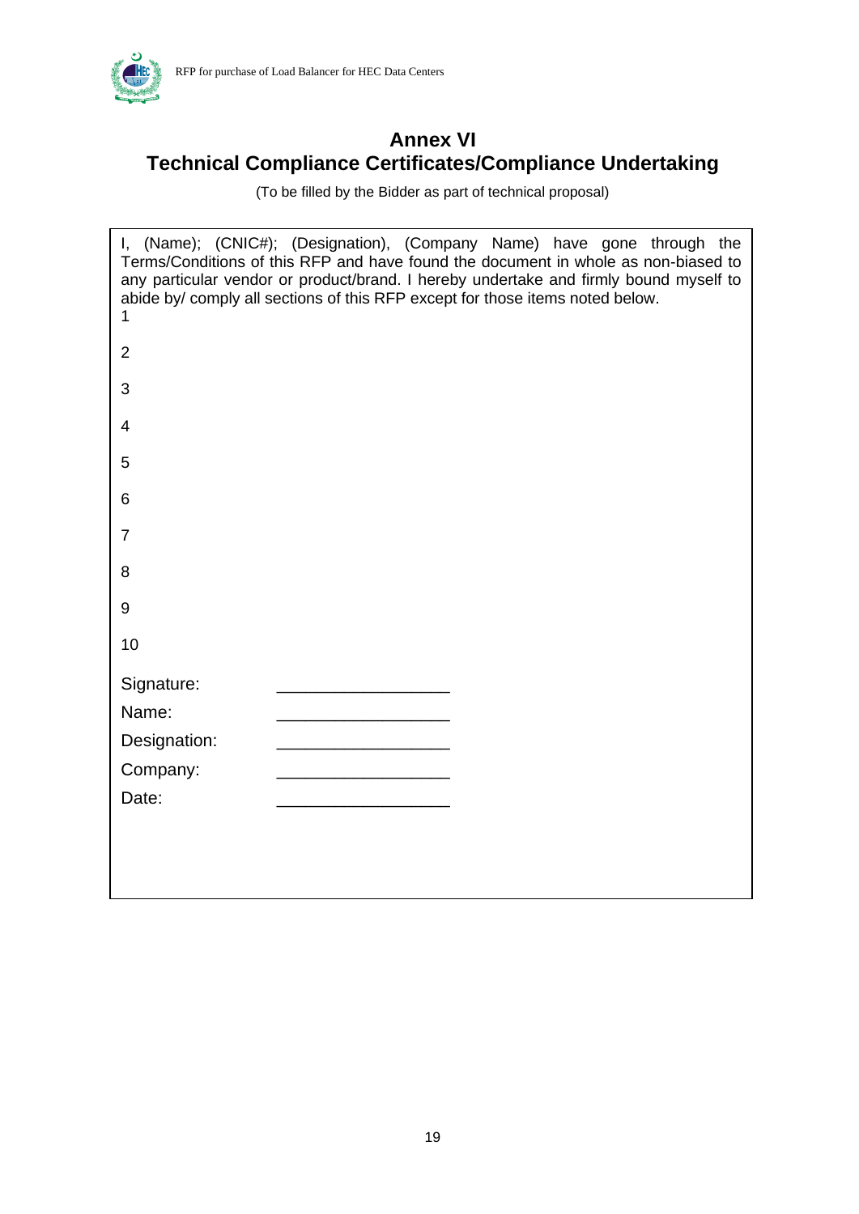# Annex VI
# Technical Compliance Certificates/Compliance Undertaking

(To be filled by the Bidder as part of technical proposal)

I, (Name); (CNIC#); (Designation), (Company Name) have gone through the Terms/Conditions of this RFP and have found the document in whole as non-biased to any particular vendor or product/brand. I hereby undertake and firmly bound myself to abide by/ comply all sections of this RFP except for those items noted below.

1

2

3

4

5

6

7

8

9

10

Signature: ___________________

Name: ___________________

Designation: ___________________

Company: ___________________

Date: ___________________